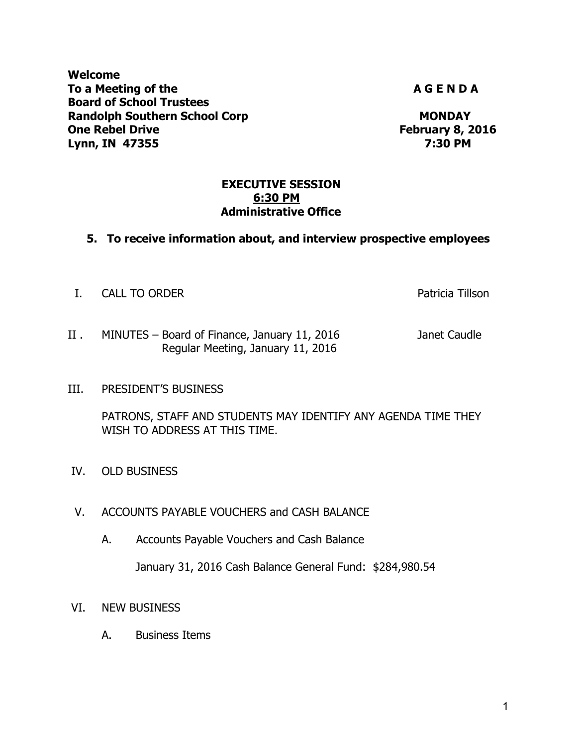**Welcome**
**To a Meeting of the**
**Board of School Trustees**
**Randolph Southern School Corp**
**One Rebel Drive**
**Lynn, IN 47355**

**A G E N D A**

**MONDAY**
**February 8, 2016**
**7:30 PM**

**EXECUTIVE SESSION**
**6:30 PM**
**Administrative Office**

**5. To receive information about, and interview prospective employees**

I. CALL TO ORDER — Patricia Tillson

II. MINUTES – Board of Finance, January 11, 2016 — Janet Caudle
Regular Meeting, January 11, 2016

III. PRESIDENT'S BUSINESS

PATRONS, STAFF AND STUDENTS MAY IDENTIFY ANY AGENDA TIME THEY WISH TO ADDRESS AT THIS TIME.

IV. OLD BUSINESS

V. ACCOUNTS PAYABLE VOUCHERS and CASH BALANCE

A. Accounts Payable Vouchers and Cash Balance

January 31, 2016 Cash Balance General Fund: $284,980.54

VI. NEW BUSINESS

A. Business Items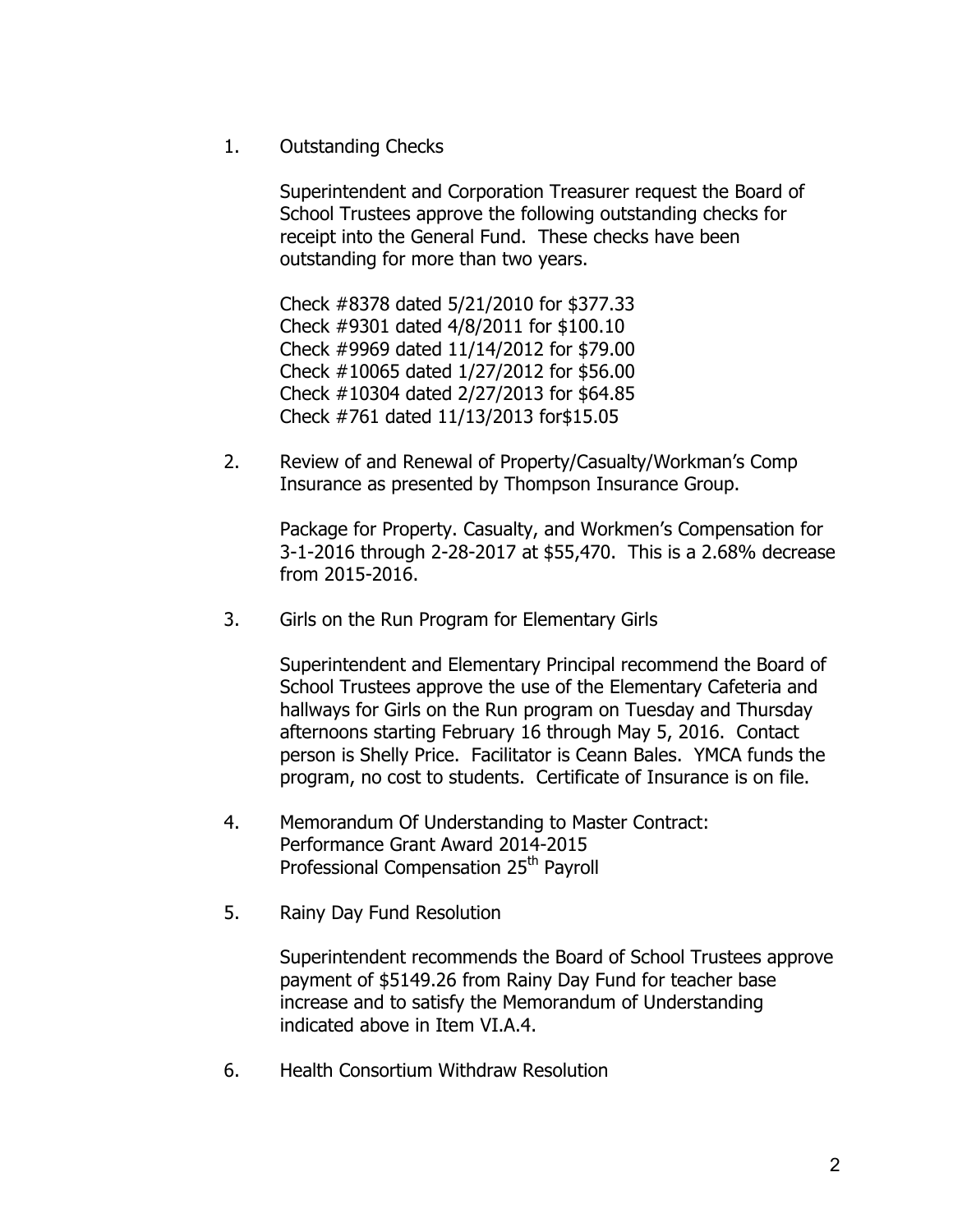1. Outstanding Checks

   Superintendent and Corporation Treasurer request the Board of School Trustees approve the following outstanding checks for receipt into the General Fund. These checks have been outstanding for more than two years.

   Check #8378 dated 5/21/2010 for $377.33
   Check #9301 dated 4/8/2011 for $100.10
   Check #9969 dated 11/14/2012 for $79.00
   Check #10065 dated 1/27/2012 for $56.00
   Check #10304 dated 2/27/2013 for $64.85
   Check #761 dated 11/13/2013 for$15.05

2. Review of and Renewal of Property/Casualty/Workman's Comp Insurance as presented by Thompson Insurance Group.

   Package for Property. Casualty, and Workmen's Compensation for 3-1-2016 through 2-28-2017 at $55,470. This is a 2.68% decrease from 2015-2016.

3. Girls on the Run Program for Elementary Girls

   Superintendent and Elementary Principal recommend the Board of School Trustees approve the use of the Elementary Cafeteria and hallways for Girls on the Run program on Tuesday and Thursday afternoons starting February 16 through May 5, 2016. Contact person is Shelly Price. Facilitator is Ceann Bales. YMCA funds the program, no cost to students. Certificate of Insurance is on file.

4. Memorandum Of Understanding to Master Contract:
   Performance Grant Award 2014-2015
   Professional Compensation 25th Payroll

5. Rainy Day Fund Resolution

   Superintendent recommends the Board of School Trustees approve payment of $5149.26 from Rainy Day Fund for teacher base increase and to satisfy the Memorandum of Understanding indicated above in Item VI.A.4.

6. Health Consortium Withdraw Resolution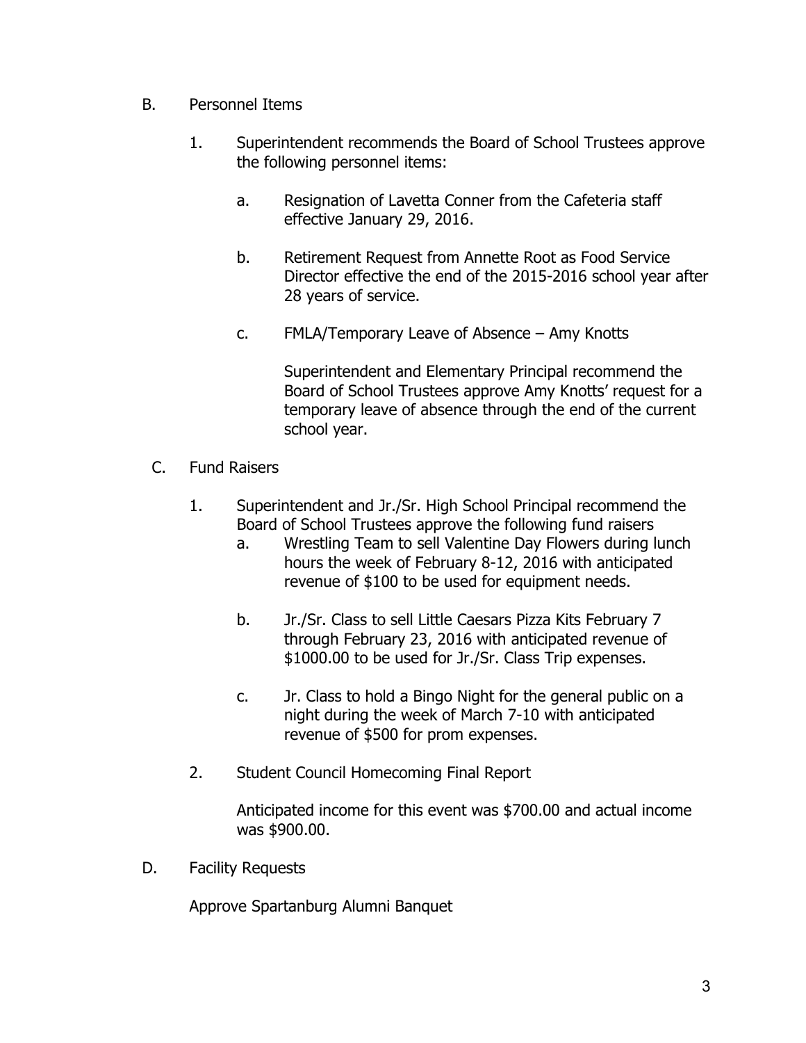B. Personnel Items

1. Superintendent recommends the Board of School Trustees approve the following personnel items:

   a. Resignation of Lavetta Conner from the Cafeteria staff effective January 29, 2016.

   b. Retirement Request from Annette Root as Food Service Director effective the end of the 2015-2016 school year after 28 years of service.

   c. FMLA/Temporary Leave of Absence – Amy Knotts

      Superintendent and Elementary Principal recommend the Board of School Trustees approve Amy Knotts' request for a temporary leave of absence through the end of the current school year.

C. Fund Raisers

1. Superintendent and Jr./Sr. High School Principal recommend the Board of School Trustees approve the following fund raisers

   a. Wrestling Team to sell Valentine Day Flowers during lunch hours the week of February 8-12, 2016 with anticipated revenue of $100 to be used for equipment needs.

   b. Jr./Sr. Class to sell Little Caesars Pizza Kits February 7 through February 23, 2016 with anticipated revenue of $1000.00 to be used for Jr./Sr. Class Trip expenses.

   c. Jr. Class to hold a Bingo Night for the general public on a night during the week of March 7-10 with anticipated revenue of $500 for prom expenses.

2. Student Council Homecoming Final Report

   Anticipated income for this event was $700.00 and actual income was $900.00.

D. Facility Requests

Approve Spartanburg Alumni Banquet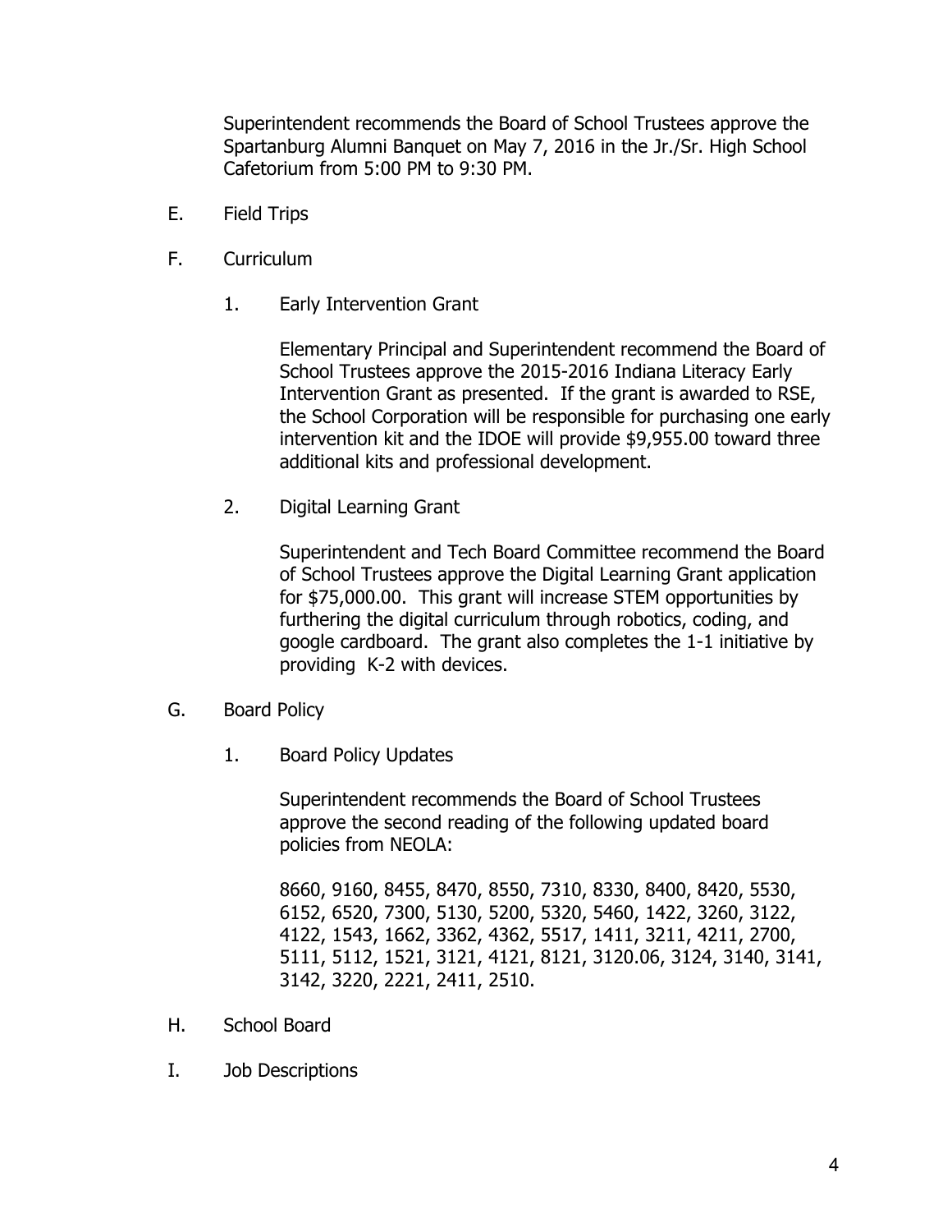Superintendent recommends the Board of School Trustees approve the Spartanburg Alumni Banquet on May 7, 2016 in the Jr./Sr. High School Cafetorium from 5:00 PM to 9:30 PM.

E. Field Trips

F. Curriculum

1. Early Intervention Grant

   Elementary Principal and Superintendent recommend the Board of School Trustees approve the 2015-2016 Indiana Literacy Early Intervention Grant as presented. If the grant is awarded to RSE, the School Corporation will be responsible for purchasing one early intervention kit and the IDOE will provide $9,955.00 toward three additional kits and professional development.

2. Digital Learning Grant

   Superintendent and Tech Board Committee recommend the Board of School Trustees approve the Digital Learning Grant application for $75,000.00. This grant will increase STEM opportunities by furthering the digital curriculum through robotics, coding, and google cardboard. The grant also completes the 1-1 initiative by providing K-2 with devices.

G. Board Policy

1. Board Policy Updates

   Superintendent recommends the Board of School Trustees approve the second reading of the following updated board policies from NEOLA:

   8660, 9160, 8455, 8470, 8550, 7310, 8330, 8400, 8420, 5530, 6152, 6520, 7300, 5130, 5200, 5320, 5460, 1422, 3260, 3122, 4122, 1543, 1662, 3362, 4362, 5517, 1411, 3211, 4211, 2700, 5111, 5112, 1521, 3121, 4121, 8121, 3120.06, 3124, 3140, 3141, 3142, 3220, 2221, 2411, 2510.

H. School Board

I. Job Descriptions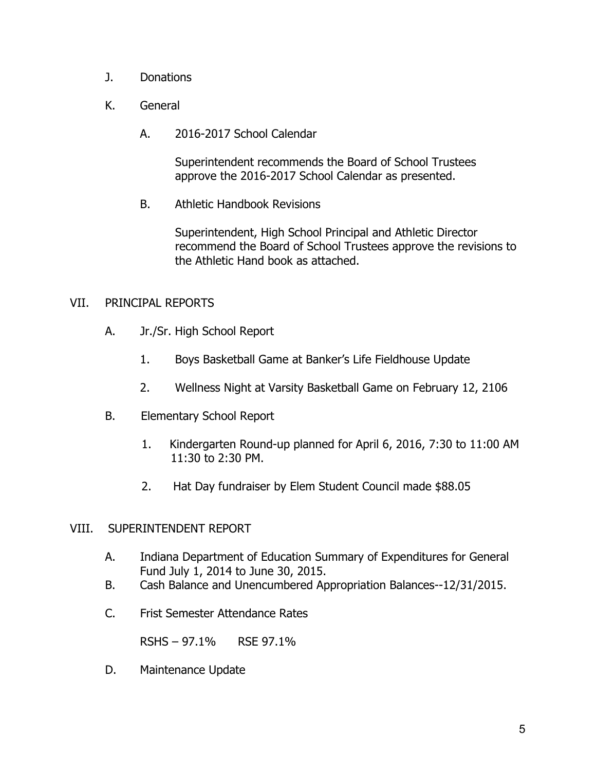J. Donations

K. General

   A. 2016-2017 School Calendar

      Superintendent recommends the Board of School Trustees approve the 2016-2017 School Calendar as presented.

   B. Athletic Handbook Revisions

      Superintendent, High School Principal and Athletic Director recommend the Board of School Trustees approve the revisions to the Athletic Hand book as attached.

## VII. PRINCIPAL REPORTS

A. Jr./Sr. High School Report

   1. Boys Basketball Game at Banker's Life Fieldhouse Update

   2. Wellness Night at Varsity Basketball Game on February 12, 2106

B. Elementary School Report

   1. Kindergarten Round-up planned for April 6, 2016, 7:30 to 11:00 AM 11:30 to 2:30 PM.

   2. Hat Day fundraiser by Elem Student Council made $88.05

## VIII. SUPERINTENDENT REPORT

A. Indiana Department of Education Summary of Expenditures for General Fund July 1, 2014 to June 30, 2015.

B. Cash Balance and Unencumbered Appropriation Balances--12/31/2015.

C. Frist Semester Attendance Rates

   RSHS – 97.1%   RSE 97.1%

D. Maintenance Update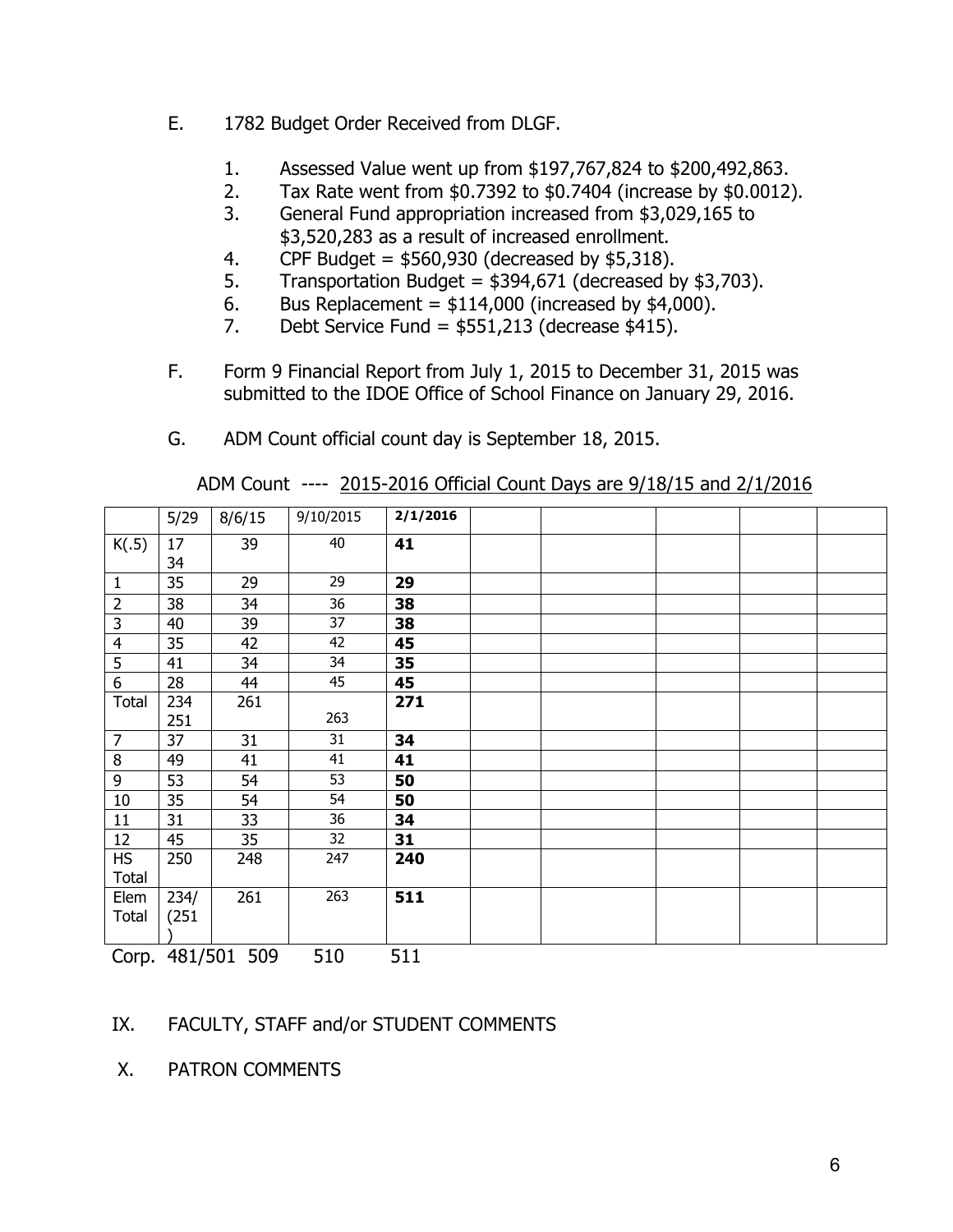E. 1782 Budget Order Received from DLGF.

1. Assessed Value went up from $197,767,824 to $200,492,863.
2. Tax Rate went from $0.7392 to $0.7404 (increase by $0.0012).
3. General Fund appropriation increased from $3,029,165 to $3,520,283 as a result of increased enrollment.
4. CPF Budget = $560,930 (decreased by $5,318).
5. Transportation Budget = $394,671 (decreased by $3,703).
6. Bus Replacement = $114,000 (increased by $4,000).
7. Debt Service Fund = $551,213 (decrease $415).

F. Form 9 Financial Report from July 1, 2015 to December 31, 2015 was submitted to the IDOE Office of School Finance on January 29, 2016.

G. ADM Count official count day is September 18, 2015.

ADM Count ---- 2015-2016 Official Count Days are 9/18/15 and 2/1/2016

| | 5/29 | 8/6/15 | 9/10/2015 | **2/1/2016** | | | | | |
|---|---|---|---|---|---|---|---|---|---|
| K(.5) | 17 34 | 39 | 40 | **41** | | | | | |
| 1 | 35 | 29 | 29 | **29** | | | | | |
| 2 | 38 | 34 | 36 | **38** | | | | | |
| 3 | 40 | 39 | 37 | **38** | | | | | |
| 4 | 35 | 42 | 42 | **45** | | | | | |
| 5 | 41 | 34 | 34 | **35** | | | | | |
| 6 | 28 | 44 | 45 | **45** | | | | | |
| Total | 234 251 | 261 | 263 | **271** | | | | | |
| 7 | 37 | 31 | 31 | **34** | | | | | |
| 8 | 49 | 41 | 41 | **41** | | | | | |
| 9 | 53 | 54 | 53 | **50** | | | | | |
| 10 | 35 | 54 | 54 | **50** | | | | | |
| 11 | 31 | 33 | 36 | **34** | | | | | |
| 12 | 45 | 35 | 32 | **31** | | | | | |
| HS Total | 250 | 248 | 247 | **240** | | | | | |
| Elem Total | 234/ (251 ) | 261 | 263 | **511** | | | | | |

Corp. 481/501 509 510 511

IX. FACULTY, STAFF and/or STUDENT COMMENTS

X. PATRON COMMENTS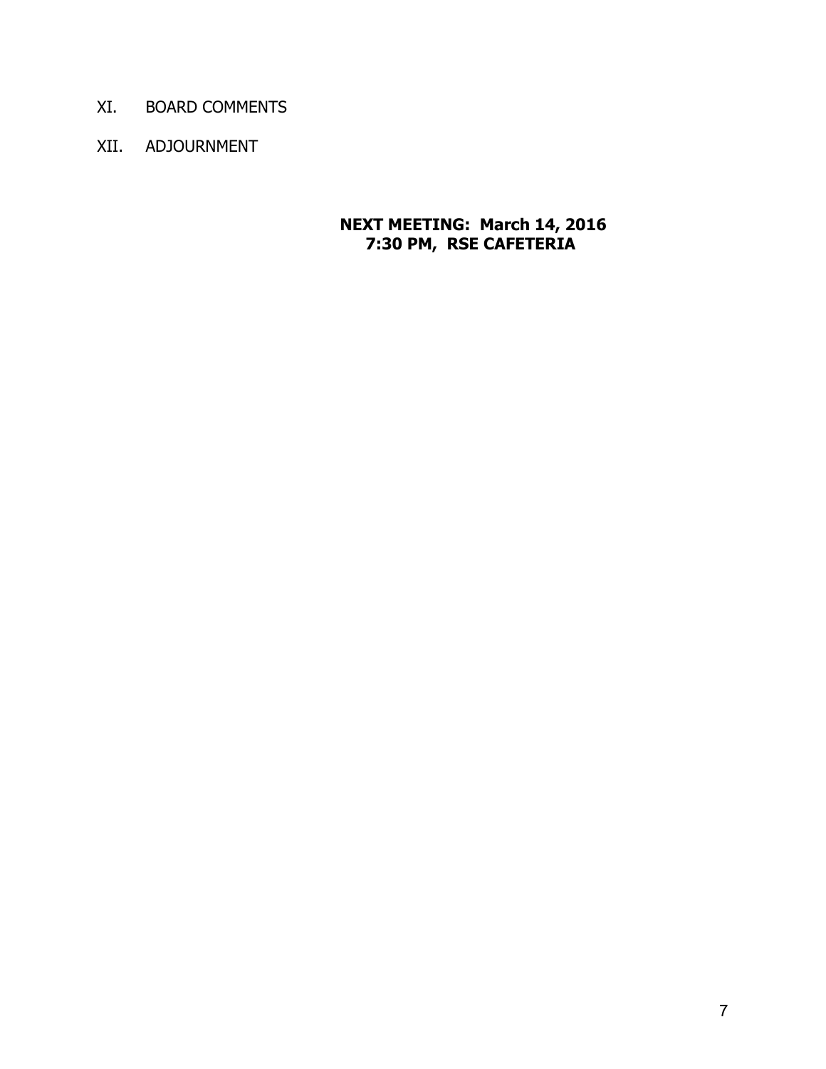XI. BOARD COMMENTS

XII. ADJOURNMENT

**NEXT MEETING: March 14, 2016**
**7:30 PM, RSE CAFETERIA**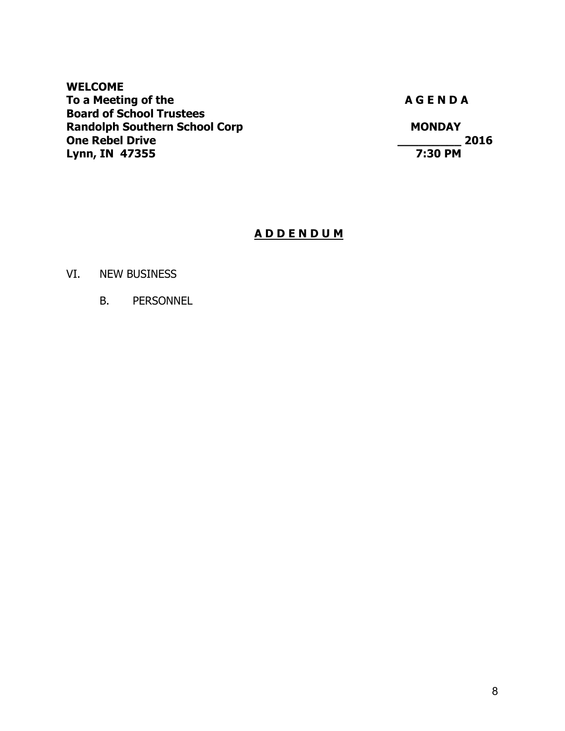**WELCOME**
**To a Meeting of the**
**Board of School Trustees**
**Randolph Southern School Corp**
**One Rebel Drive**
**Lynn, IN 47355**

**A G E N D A**

**MONDAY**
**__________ 2016**
**7:30 PM**

## A D D E N D U M

VI. NEW BUSINESS

B. PERSONNEL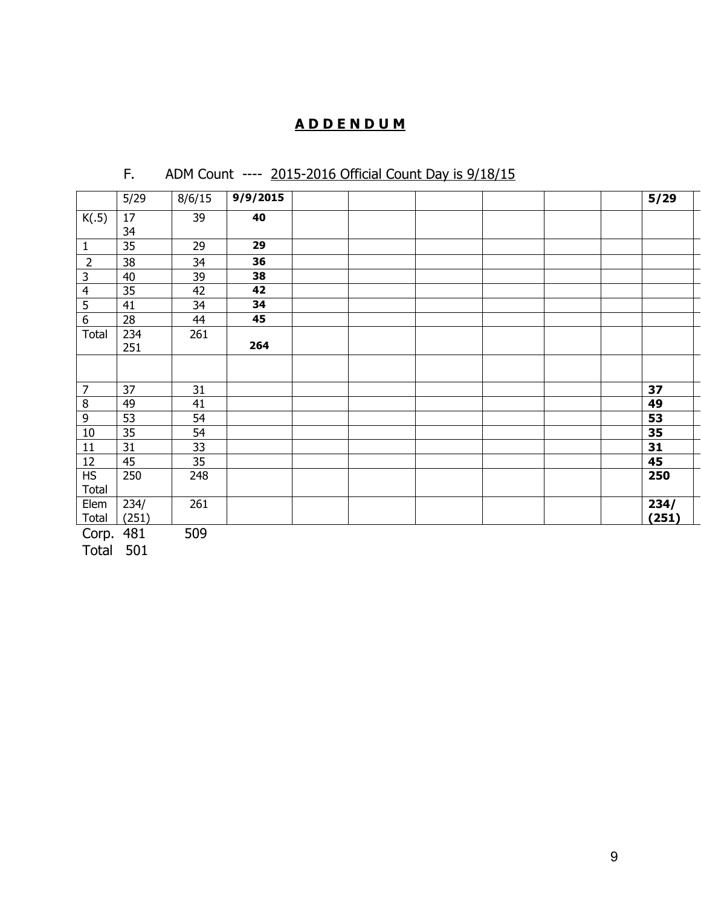# **A D D E N D U M**

F. ADM Count ---- 2015-2016 Official Count Day is 9/18/15

| | 5/29 | 8/6/15 | **9/9/2015** | | | | | | | **5/29** | |
|---|---|---|---|---|---|---|---|---|---|---|---|
| K(.5) | 17 34 | 39 | **40** | | | | | | | | |
| 1 | 35 | 29 | **29** | | | | | | | | |
| 2 | 38 | 34 | **36** | | | | | | | | |
| 3 | 40 | 39 | **38** | | | | | | | | |
| 4 | 35 | 42 | **42** | | | | | | | | |
| 5 | 41 | 34 | **34** | | | | | | | | |
| 6 | 28 | 44 | **45** | | | | | | | | |
| Total | 234 251 | 261 | **264** | | | | | | | | |
| | | | | | | | | | | | |
| 7 | 37 | 31 | | | | | | | | **37** | |
| 8 | 49 | 41 | | | | | | | | **49** | |
| 9 | 53 | 54 | | | | | | | | **53** | |
| 10 | 35 | 54 | | | | | | | | **35** | |
| 11 | 31 | 33 | | | | | | | | **31** | |
| 12 | 45 | 35 | | | | | | | | **45** | |
| HS Total | 250 | 248 | | | | | | | | **250** | |
| Elem Total | 234/ (251) | 261 | | | | | | | | **234/ (251)** | |

Corp. 481 509

Total 501